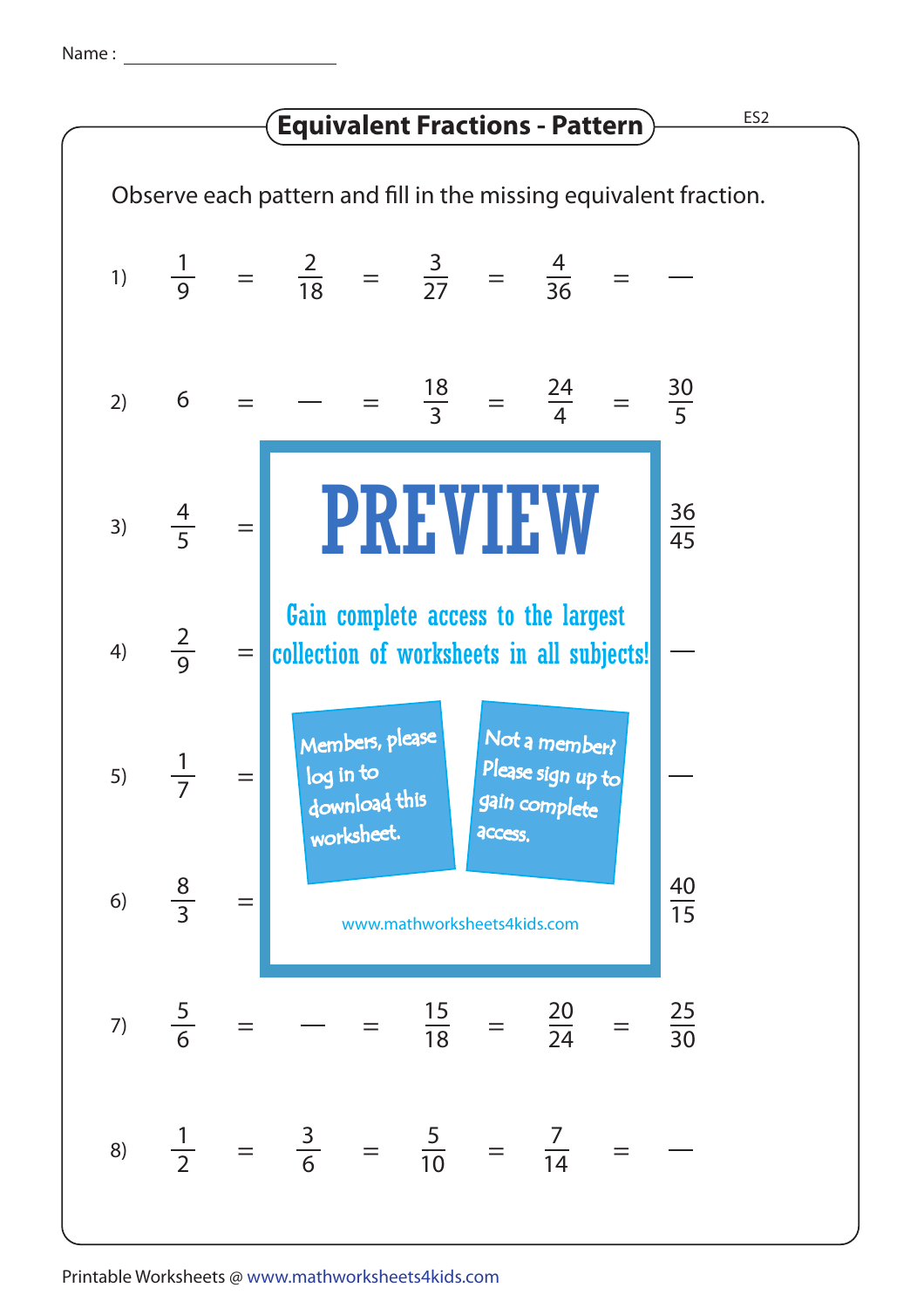Name : ____________________

## Equivalent Fractions - Pattern

ES2

Observe each pattern and fill in the missing equivalent fraction.

1) $\frac{1}{9} = \frac{2}{18} = \frac{3}{27} = \frac{4}{36} = \text{—}$

2) $6 = \text{—} = \frac{18}{3} = \frac{24}{4} = \frac{30}{5}$

3) $\frac{4}{5} =$ ... $\frac{36}{45}$

4) $\frac{2}{9} =$ ... —

5) $\frac{1}{7} =$ ... —

6) $\frac{8}{3} =$ ... $\frac{40}{15}$

PREVIEW

Gain complete access to the largest collection of worksheets in all subjects!

Members, please log in to download this worksheet.

Not a member? Please sign up to gain complete access.

www.mathworksheets4kids.com

7) $\frac{5}{6} = \text{—} = \frac{15}{18} = \frac{20}{24} = \frac{25}{30}$

8) $\frac{1}{2} = \frac{3}{6} = \frac{5}{10} = \frac{7}{14} = \text{—}$

Printable Worksheets @ www.mathworksheets4kids.com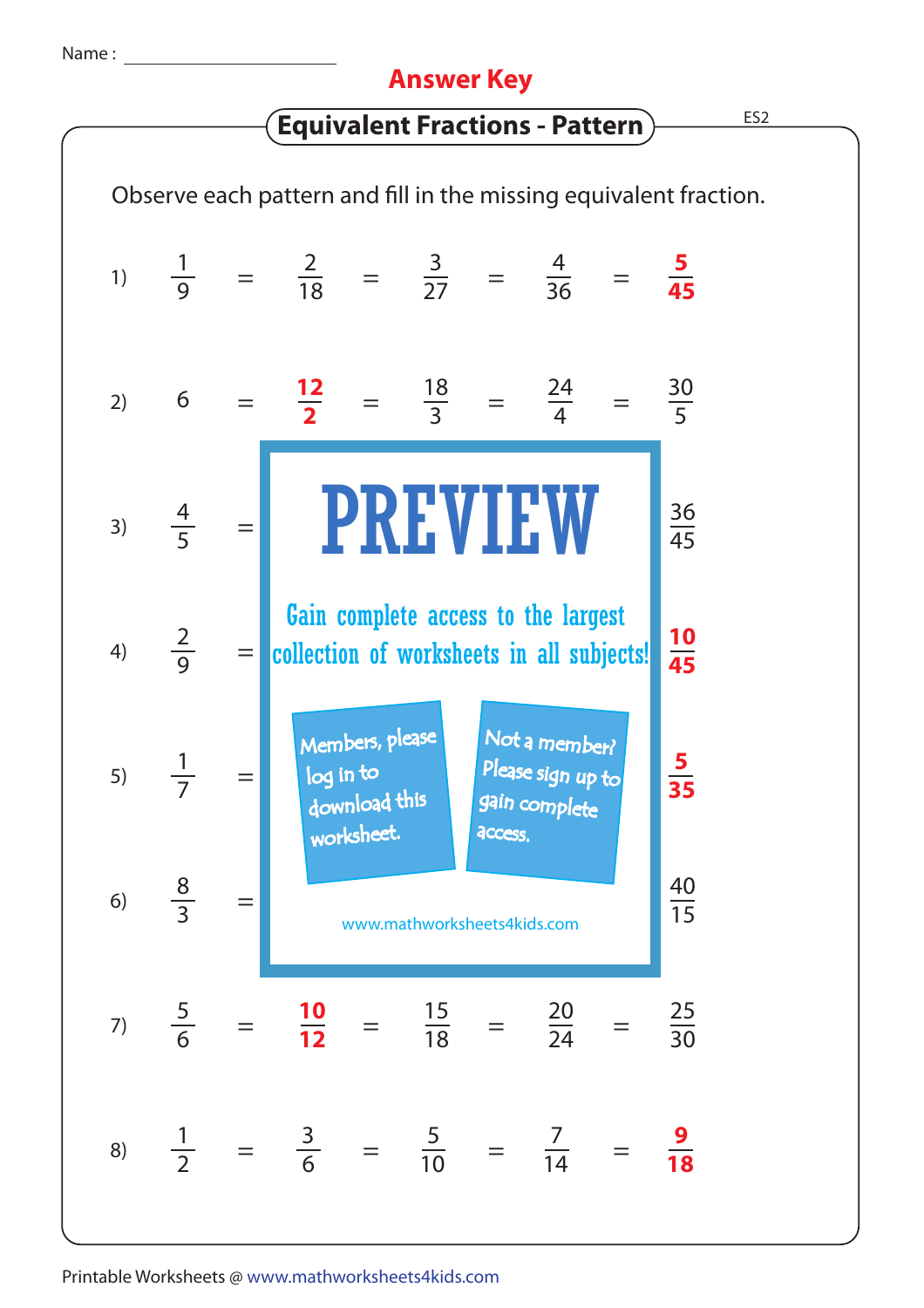Name : ____________________

**Answer Key**

## Equivalent Fractions - Pattern

ES2

Observe each pattern and fill in the missing equivalent fraction.

1) $\frac{1}{9} = \frac{2}{18} = \frac{3}{27} = \frac{4}{36} = \frac{5}{45}$

2) $6 = \frac{12}{2} = \frac{18}{3} = \frac{24}{4} = \frac{30}{5}$

3) $\frac{4}{5} =$ ... $\frac{36}{45}$

4) $\frac{2}{9} =$ ... $\frac{10}{45}$

5) $\frac{1}{7} =$ ... $\frac{5}{35}$

6) $\frac{8}{3} =$ ... $\frac{40}{15}$

7) $\frac{5}{6} = \frac{10}{12} = \frac{15}{18} = \frac{20}{24} = \frac{25}{30}$

8) $\frac{1}{2} = \frac{3}{6} = \frac{5}{10} = \frac{7}{14} = \frac{9}{18}$

**PREVIEW**

Gain complete access to the largest collection of worksheets in all subjects!

Members, please log in to download this worksheet.

Not a member? Please sign up to gain complete access.

www.mathworksheets4kids.com

Printable Worksheets @ www.mathworksheets4kids.com